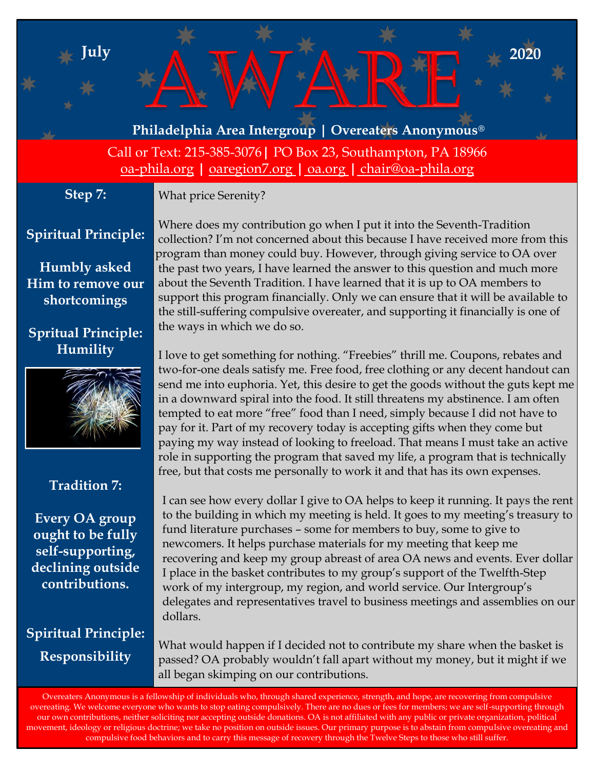July

# AWARE

2020

**Philadelphia Area Intergroup | Overeaters Anonymous®**

Call or Text: 215-385-3076 | PO Box 23, Southampton, PA 18966
oa-phila.org | oaregion7.org | oa.org | chair@oa-phila.org

**Step 7:**

**Spiritual Principle:**

**Humbly asked Him to remove our shortcomings**

**Spritual Principle: Humility**

**Tradition 7:**

**Every OA group ought to be fully self-supporting, declining outside contributions.**

**Spiritual Principle: Responsibility**

What price Serenity?

Where does my contribution go when I put it into the Seventh-Tradition collection? I'm not concerned about this because I have received more from this program than money could buy. However, through giving service to OA over the past two years, I have learned the answer to this question and much more about the Seventh Tradition. I have learned that it is up to OA members to support this program financially. Only we can ensure that it will be available to the still-suffering compulsive overeater, and supporting it financially is one of the ways in which we do so.

I love to get something for nothing. "Freebies" thrill me. Coupons, rebates and two-for-one deals satisfy me. Free food, free clothing or any decent handout can send me into euphoria. Yet, this desire to get the goods without the guts kept me in a downward spiral into the food. It still threatens my abstinence. I am often tempted to eat more "free" food than I need, simply because I did not have to pay for it. Part of my recovery today is accepting gifts when they come but paying my way instead of looking to freeload. That means I must take an active role in supporting the program that saved my life, a program that is technically free, but that costs me personally to work it and that has its own expenses.

I can see how every dollar I give to OA helps to keep it running. It pays the rent to the building in which my meeting is held. It goes to my meeting's treasury to fund literature purchases – some for members to buy, some to give to newcomers. It helps purchase materials for my meeting that keep me recovering and keep my group abreast of area OA news and events. Ever dollar I place in the basket contributes to my group's support of the Twelfth-Step work of my intergroup, my region, and world service. Our Intergroup's delegates and representatives travel to business meetings and assemblies on our dollars.

What would happen if I decided not to contribute my share when the basket is passed? OA probably wouldn't fall apart without my money, but it might if we all began skimping on our contributions.

Overeaters Anonymous is a fellowship of individuals who, through shared experience, strength, and hope, are recovering from compulsive overeating. We welcome everyone who wants to stop eating compulsively. There are no dues or fees for members; we are self-supporting through our own contributions, neither soliciting nor accepting outside donations. OA is not affiliated with any public or private organization, political movement, ideology or religious doctrine; we take no position on outside issues. Our primary purpose is to abstain from compulsive overeating and compulsive food behaviors and to carry this message of recovery through the Twelve Steps to those who still suffer.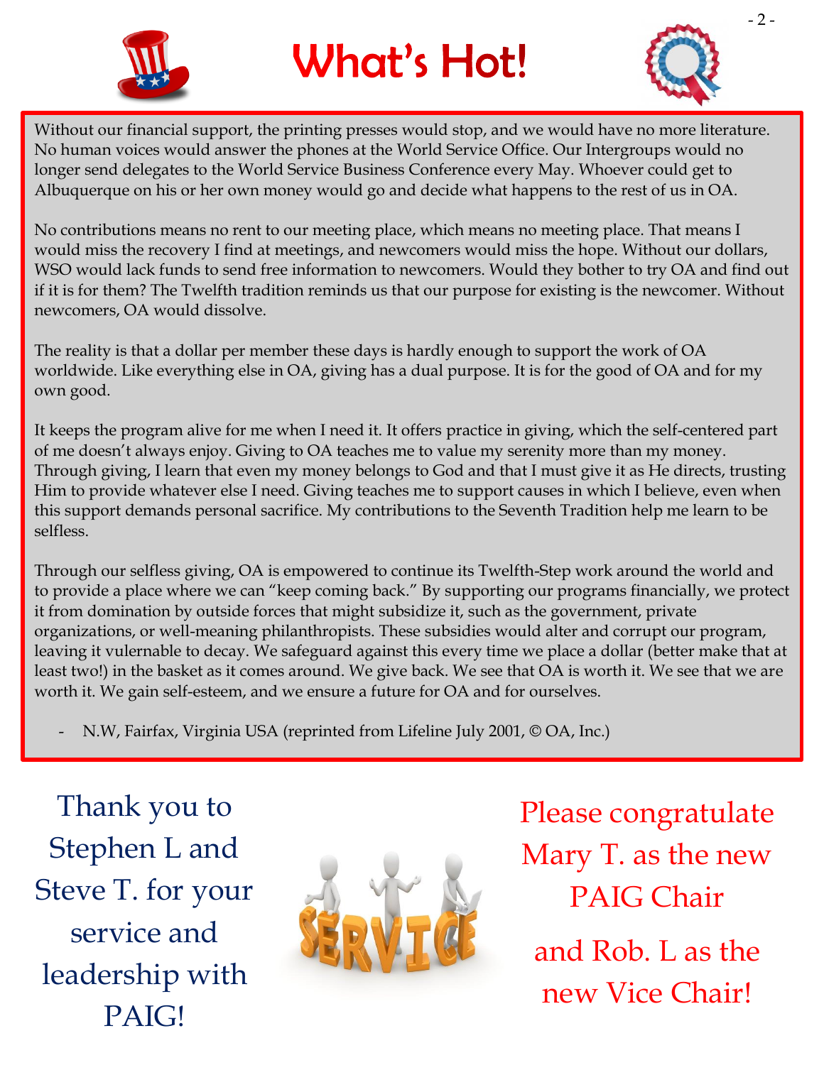# What's Hot!

Without our financial support, the printing presses would stop, and we would have no more literature. No human voices would answer the phones at the World Service Office. Our Intergroups would no longer send delegates to the World Service Business Conference every May. Whoever could get to Albuquerque on his or her own money would go and decide what happens to the rest of us in OA.

No contributions means no rent to our meeting place, which means no meeting place. That means I would miss the recovery I find at meetings, and newcomers would miss the hope. Without our dollars, WSO would lack funds to send free information to newcomers. Would they bother to try OA and find out if it is for them? The Twelfth tradition reminds us that our purpose for existing is the newcomer. Without newcomers, OA would dissolve.

The reality is that a dollar per member these days is hardly enough to support the work of OA worldwide. Like everything else in OA, giving has a dual purpose. It is for the good of OA and for my own good.

It keeps the program alive for me when I need it. It offers practice in giving, which the self-centered part of me doesn't always enjoy. Giving to OA teaches me to value my serenity more than my money. Through giving, I learn that even my money belongs to God and that I must give it as He directs, trusting Him to provide whatever else I need. Giving teaches me to support causes in which I believe, even when this support demands personal sacrifice. My contributions to the Seventh Tradition help me learn to be selfless.

Through our selfless giving, OA is empowered to continue its Twelfth-Step work around the world and to provide a place where we can "keep coming back." By supporting our programs financially, we protect it from domination by outside forces that might subsidize it, such as the government, private organizations, or well-meaning philanthropists. These subsidies would alter and corrupt our program, leaving it vulnerable to decay. We safeguard against this every time we place a dollar (better make that at least two!) in the basket as it comes around. We give back. We see that OA is worth it. We see that we are worth it. We gain self-esteem, and we ensure a future for OA and for ourselves.

- N.W, Fairfax, Virginia USA (reprinted from Lifeline July 2001, © OA, Inc.)

Thank you to Stephen L and Steve T. for your service and leadership with PAIG!

Please congratulate Mary T. as the new PAIG Chair

and Rob. L as the new Vice Chair!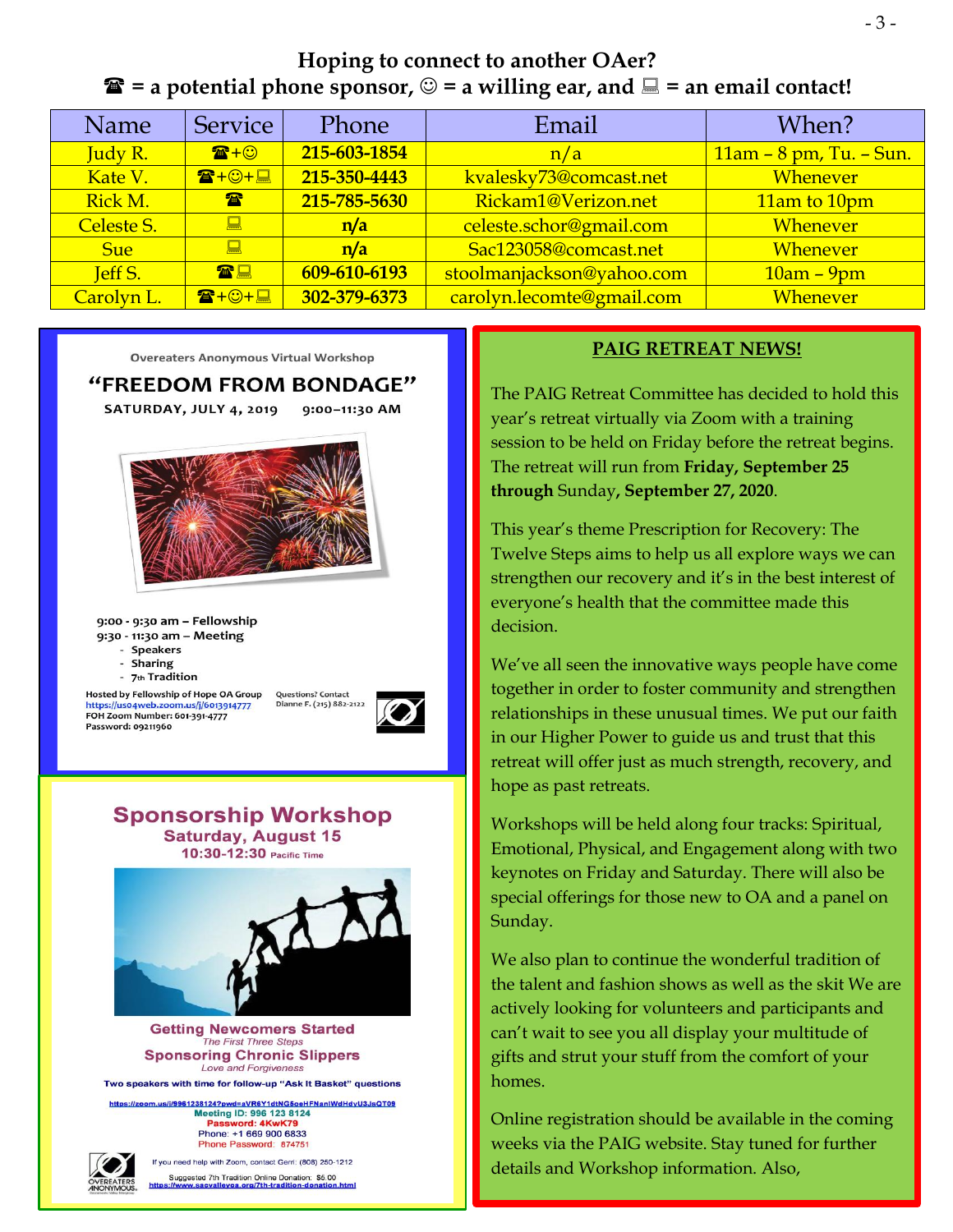## Hoping to connect to another OAer?

**☎ = a potential phone sponsor, ☺ = a willing ear, and 💻 = an email contact!**

| Name | Service | Phone | Email | When? |
|---|---|---|---|---|
| Judy R. | ☎+☺ | **215-603-1854** | n/a | 11am – 8 pm, Tu. – Sun. |
| Kate V. | ☎+☺+💻 | **215-350-4443** | kvalesky73@comcast.net | Whenever |
| Rick M. | ☎ | **215-785-5630** | Rickam1@Verizon.net | 11am to 10pm |
| Celeste S. | 💻 | **n/a** | celeste.schor@gmail.com | Whenever |
| Sue | 💻 | **n/a** | Sac123058@comcast.net | Whenever |
| Jeff S. | ☎💻 | **609-610-6193** | stoolmanjackson@yahoo.com | 10am – 9pm |
| Carolyn L. | ☎+☺+💻 | **302-379-6373** | carolyn.lecomte@gmail.com | Whenever |

Overeaters Anonymous Virtual Workshop

### "FREEDOM FROM BONDAGE"

**SATURDAY, JULY 4, 2019 9:00–11:30 AM**

9:00 - 9:30 am – Fellowship
9:30 - 11:30 am – Meeting
- Speakers
- Sharing
- 7th Tradition

Hosted by Fellowship of Hope OA Group
https://us04web.zoom.us/j/6013914777
FOH Zoom Number: 601-391-4777
Password: 09211960

Questions? Contact Dianne F. (215) 882-2122

### Sponsorship Workshop

**Saturday, August 15**
**10:30-12:30** Pacific Time

**Getting Newcomers Started**
*The First Three Steps*
**Sponsoring Chronic Slippers**
*Love and Forgiveness*

**Two speakers with time for follow-up "Ask It Basket" questions**

https://zoom.us/j/99612381242?pwd=aVR6Y1dtNG5oeHFNanlWdHdvU3JsQT09
**Meeting ID: 996 123 8124**
**Password: 4KwK79**
Phone: +1 669 900 6833
Phone Password: 874751

If you need help with Zoom, contact Gerri: (808) 250-1212

Suggested 7th Tradition Online Donation: $5.00
https://www.sacvalleyoa.org/7th-tradition-donation.html

## PAIG RETREAT NEWS!

The PAIG Retreat Committee has decided to hold this year's retreat virtually via Zoom with a training session to be held on Friday before the retreat begins. The retreat will run from **Friday, September 25 through** Sunday**, September 27, 2020**.

This year's theme Prescription for Recovery: The Twelve Steps aims to help us all explore ways we can strengthen our recovery and it's in the best interest of everyone's health that the committee made this decision.

We've all seen the innovative ways people have come together in order to foster community and strengthen relationships in these unusual times. We put our faith in our Higher Power to guide us and trust that this retreat will offer just as much strength, recovery, and hope as past retreats.

Workshops will be held along four tracks: Spiritual, Emotional, Physical, and Engagement along with two keynotes on Friday and Saturday. There will also be special offerings for those new to OA and a panel on Sunday.

We also plan to continue the wonderful tradition of the talent and fashion shows as well as the skit We are actively looking for volunteers and participants and can't wait to see you all display your multitude of gifts and strut your stuff from the comfort of your homes.

Online registration should be available in the coming weeks via the PAIG website. Stay tuned for further details and Workshop information. Also,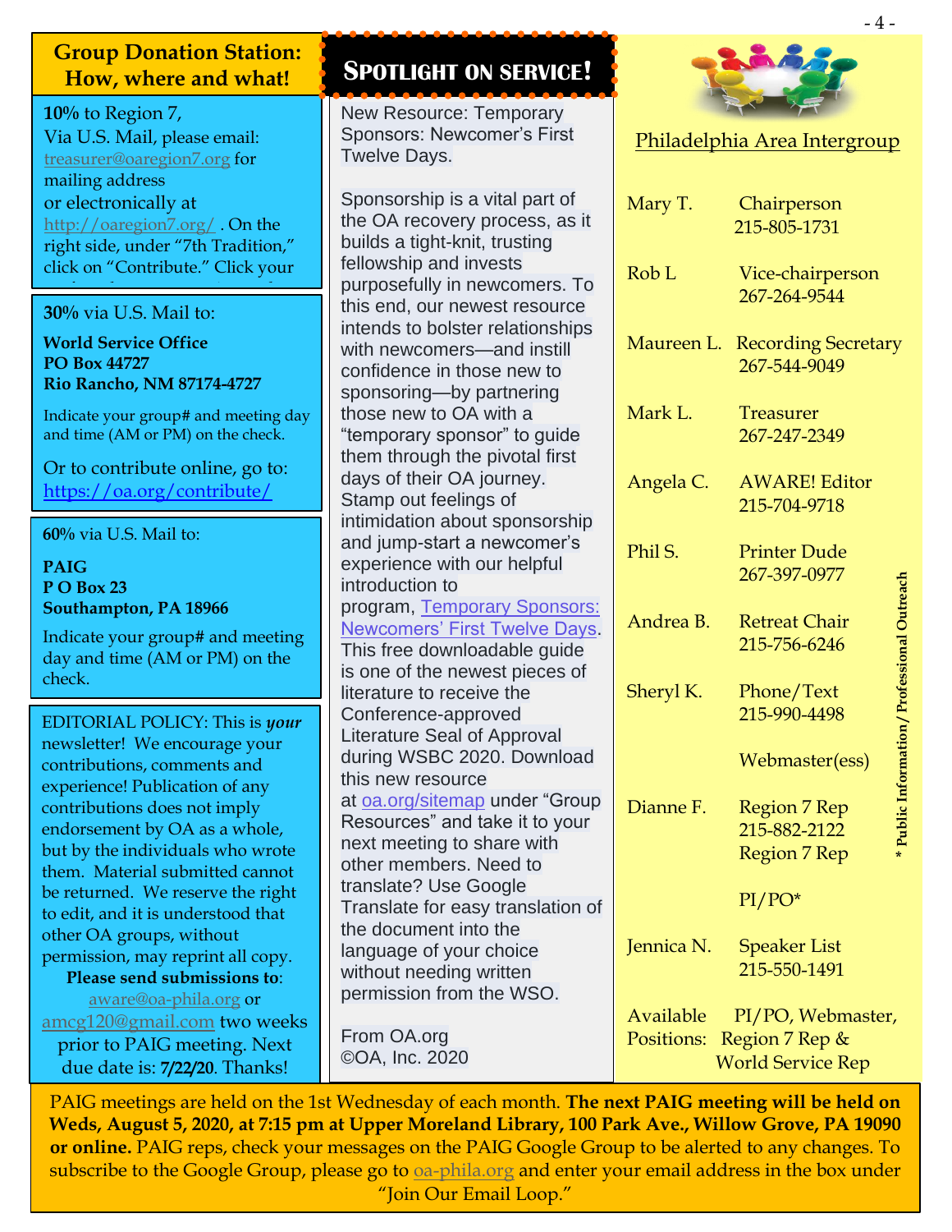## Group Donation Station: How, where and what!

**10%** to Region 7,
Via U.S. Mail, please email: treasurer@oaregion7.org for mailing address
or electronically at http://oaregion7.org/ . On the right side, under "7th Tradition," click on "Contribute." Click your

**30%** via U.S. Mail to:

**World Service Office**
**PO Box 44727**
**Rio Rancho, NM 87174-4727**

Indicate your group# and meeting day and time (AM or PM) on the check.

Or to contribute online, go to: https://oa.org/contribute/

**60%** via U.S. Mail to:

**PAIG**
**P O Box 23**
**Southampton, PA 18966**

Indicate your group# and meeting day and time (AM or PM) on the check.

EDITORIAL POLICY: This is *your* newsletter! We encourage your contributions, comments and experience! Publication of any contributions does not imply endorsement by OA as a whole, but by the individuals who wrote them. Material submitted cannot be returned. We reserve the right to edit, and it is understood that other OA groups, without permission, may reprint all copy. **Please send submissions to**: aware@oa-phila.org or amcg120@gmail.com two weeks prior to PAIG meeting. Next due date is: **7/22/20**. Thanks!

## Spotlight on service!

New Resource: Temporary Sponsors: Newcomer's First Twelve Days.

Sponsorship is a vital part of the OA recovery process, as it builds a tight-knit, trusting fellowship and invests purposefully in newcomers. To this end, our newest resource intends to bolster relationships with newcomers—and instill confidence in those new to sponsoring—by partnering those new to OA with a "temporary sponsor" to guide them through the pivotal first days of their OA journey. Stamp out feelings of intimidation about sponsorship and jump-start a newcomer's experience with our helpful introduction to program, Temporary Sponsors: Newcomers' First Twelve Days. This free downloadable guide is one of the newest pieces of literature to receive the Conference-approved Literature Seal of Approval during WSBC 2020. Download this new resource at oa.org/sitemap under "Group Resources" and take it to your next meeting to share with other members. Need to translate? Use Google Translate for easy translation of the document into the language of your choice without needing written permission from the WSO.

From OA.org
©OA, Inc. 2020

## Philadelphia Area Intergroup

| | | |
|---|---|---|
| Mary T. | Chairperson | 215-805-1731 |
| Rob L | Vice-chairperson | 267-264-9544 |
| Maureen L. | Recording Secretary | 267-544-9049 |
| Mark L. | Treasurer | 267-247-2349 |
| Angela C. | AWARE! Editor | 215-704-9718 |
| Phil S. | Printer Dude | 267-397-0977 |
| Andrea B. | Retreat Chair | 215-756-6246 |
| Sheryl K. | Phone/Text | 215-990-4498 |
| | Webmaster(ess) | |
| Dianne F. | Region 7 Rep | 215-882-2122 |
| | Region 7 Rep | |
| | PI/PO* | |
| Jennica N. | Speaker List | 215-550-1491 |

Available Positions: PI/PO, Webmaster, Region 7 Rep & World Service Rep

\* Public Information / Professional Outreach

PAIG meetings are held on the 1st Wednesday of each month. **The next PAIG meeting will be held on Weds, August 5, 2020, at 7:15 pm at Upper Moreland Library, 100 Park Ave., Willow Grove, PA 19090 or online.** PAIG reps, check your messages on the PAIG Google Group to be alerted to any changes. To subscribe to the Google Group, please go to oa-phila.org and enter your email address in the box under "Join Our Email Loop."